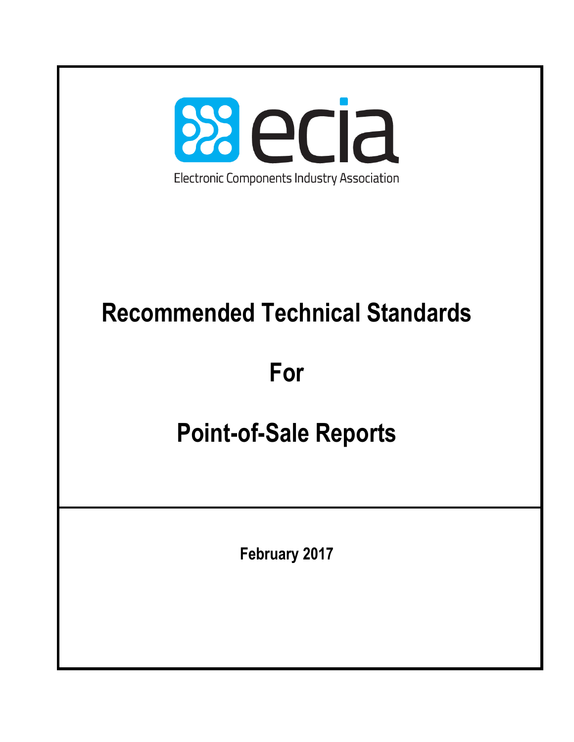ecia

Electronic Components Industry Association

# Recommended Technical Standards

# For

# Point-of-Sale Reports

**February 2017**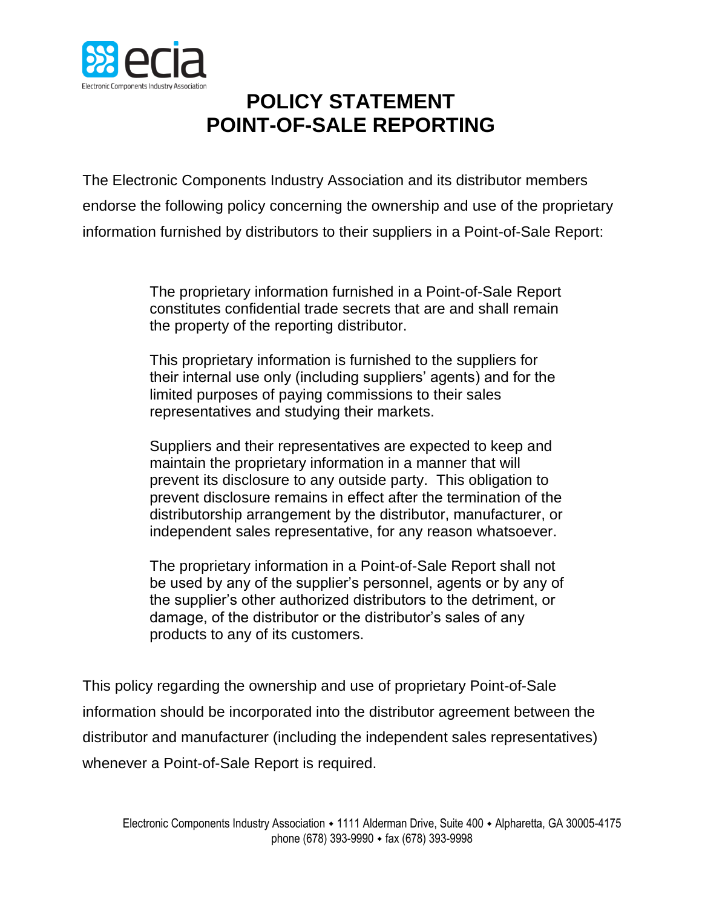# POLICY STATEMENT
# POINT-OF-SALE REPORTING

The Electronic Components Industry Association and its distributor members endorse the following policy concerning the ownership and use of the proprietary information furnished by distributors to their suppliers in a Point-of-Sale Report:

> The proprietary information furnished in a Point-of-Sale Report constitutes confidential trade secrets that are and shall remain the property of the reporting distributor.
>
> This proprietary information is furnished to the suppliers for their internal use only (including suppliers' agents) and for the limited purposes of paying commissions to their sales representatives and studying their markets.
>
> Suppliers and their representatives are expected to keep and maintain the proprietary information in a manner that will prevent its disclosure to any outside party. This obligation to prevent disclosure remains in effect after the termination of the distributorship arrangement by the distributor, manufacturer, or independent sales representative, for any reason whatsoever.
>
> The proprietary information in a Point-of-Sale Report shall not be used by any of the supplier's personnel, agents or by any of the supplier's other authorized distributors to the detriment, or damage, of the distributor or the distributor's sales of any products to any of its customers.

This policy regarding the ownership and use of proprietary Point-of-Sale information should be incorporated into the distributor agreement between the distributor and manufacturer (including the independent sales representatives) whenever a Point-of-Sale Report is required.

Electronic Components Industry Association • 1111 Alderman Drive, Suite 400 • Alpharetta, GA 30005-4175
phone (678) 393-9990 • fax (678) 393-9998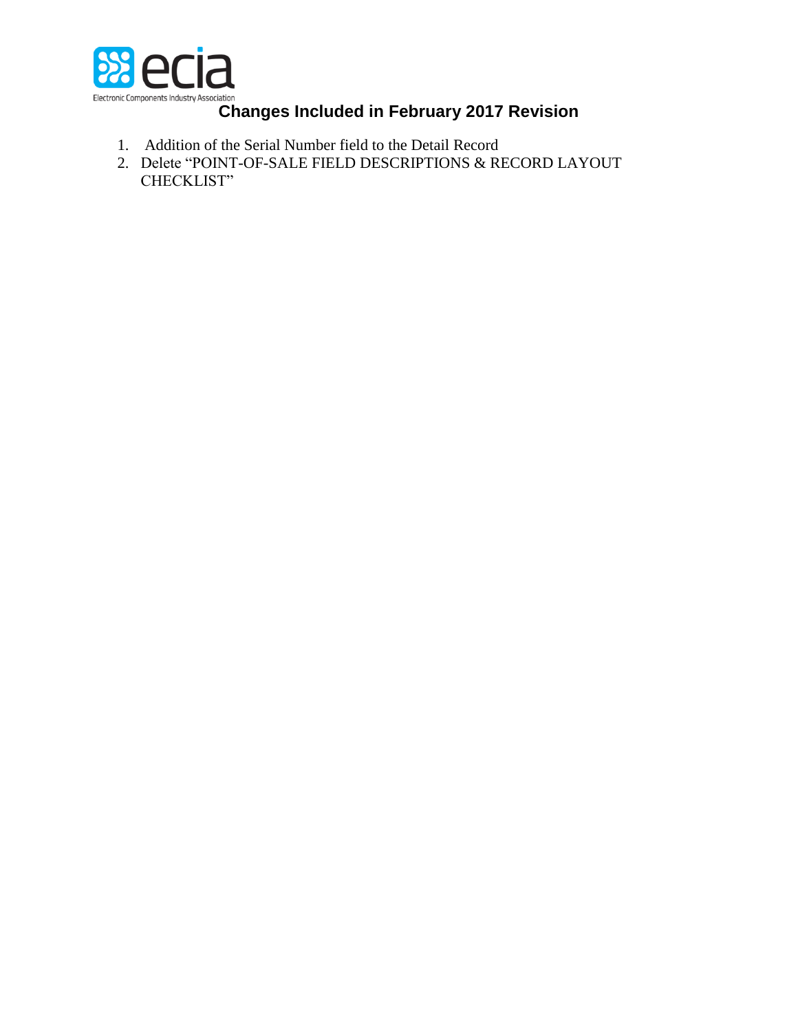# Changes Included in February 2017 Revision

1. Addition of the Serial Number field to the Detail Record
2. Delete "POINT-OF-SALE FIELD DESCRIPTIONS & RECORD LAYOUT CHECKLIST"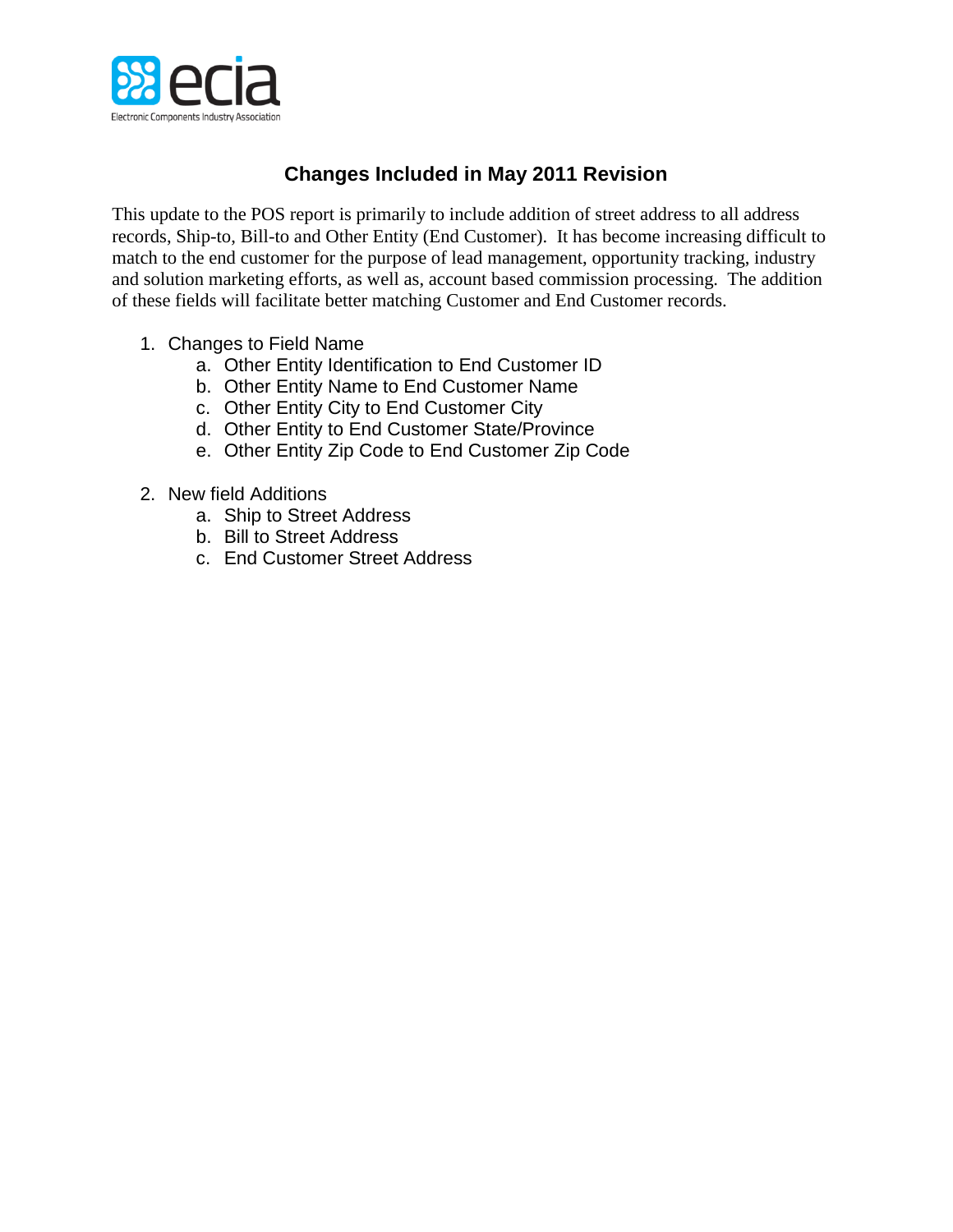## Changes Included in May 2011 Revision

This update to the POS report is primarily to include addition of street address to all address records, Ship-to, Bill-to and Other Entity (End Customer). It has become increasing difficult to match to the end customer for the purpose of lead management, opportunity tracking, industry and solution marketing efforts, as well as, account based commission processing. The addition of these fields will facilitate better matching Customer and End Customer records.

1. Changes to Field Name
   a. Other Entity Identification to End Customer ID
   b. Other Entity Name to End Customer Name
   c. Other Entity City to End Customer City
   d. Other Entity to End Customer State/Province
   e. Other Entity Zip Code to End Customer Zip Code

2. New field Additions
   a. Ship to Street Address
   b. Bill to Street Address
   c. End Customer Street Address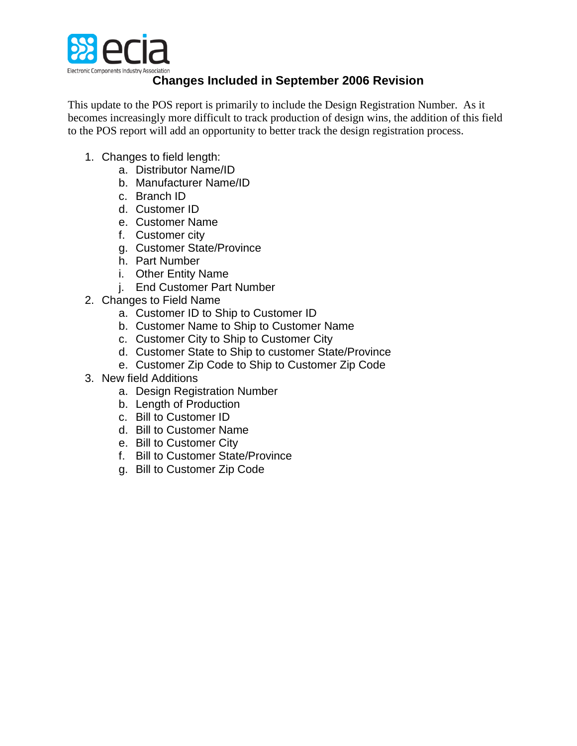ecia

Electronic Components Industry Association

## Changes Included in September 2006 Revision

This update to the POS report is primarily to include the Design Registration Number. As it becomes increasingly more difficult to track production of design wins, the addition of this field to the POS report will add an opportunity to better track the design registration process.

1. Changes to field length:
   a. Distributor Name/ID
   b. Manufacturer Name/ID
   c. Branch ID
   d. Customer ID
   e. Customer Name
   f. Customer city
   g. Customer State/Province
   h. Part Number
   i. Other Entity Name
   j. End Customer Part Number
2. Changes to Field Name
   a. Customer ID to Ship to Customer ID
   b. Customer Name to Ship to Customer Name
   c. Customer City to Ship to Customer City
   d. Customer State to Ship to customer State/Province
   e. Customer Zip Code to Ship to Customer Zip Code
3. New field Additions
   a. Design Registration Number
   b. Length of Production
   c. Bill to Customer ID
   d. Bill to Customer Name
   e. Bill to Customer City
   f. Bill to Customer State/Province
   g. Bill to Customer Zip Code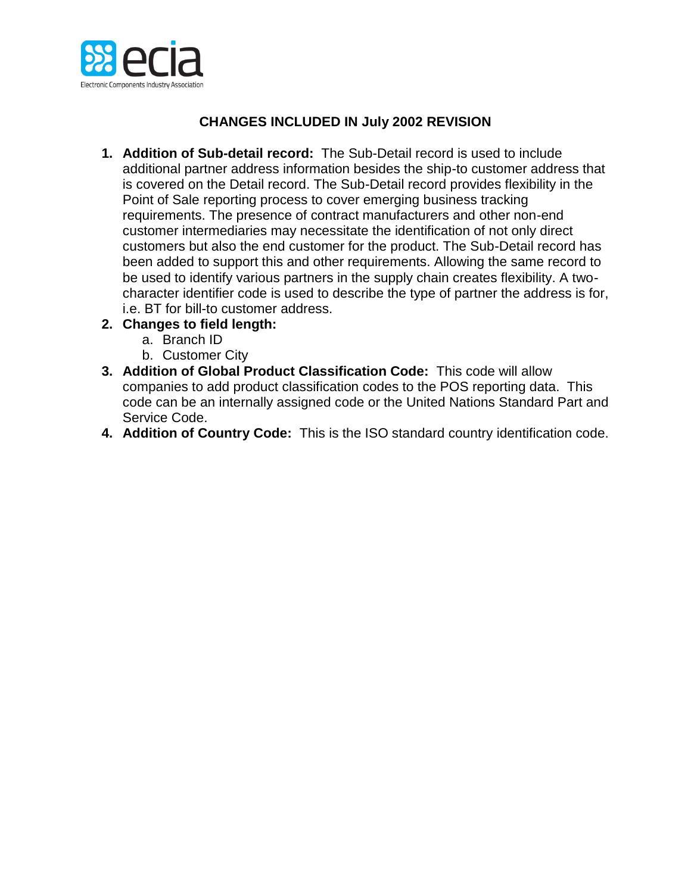## CHANGES INCLUDED IN July 2002 REVISION

1. **Addition of Sub-detail record:** The Sub-Detail record is used to include additional partner address information besides the ship-to customer address that is covered on the Detail record. The Sub-Detail record provides flexibility in the Point of Sale reporting process to cover emerging business tracking requirements. The presence of contract manufacturers and other non-end customer intermediaries may necessitate the identification of not only direct customers but also the end customer for the product. The Sub-Detail record has been added to support this and other requirements. Allowing the same record to be used to identify various partners in the supply chain creates flexibility. A two-character identifier code is used to describe the type of partner the address is for, i.e. BT for bill-to customer address.
2. **Changes to field length:**
   a. Branch ID
   b. Customer City
3. **Addition of Global Product Classification Code:** This code will allow companies to add product classification codes to the POS reporting data. This code can be an internally assigned code or the United Nations Standard Part and Service Code.
4. **Addition of Country Code:** This is the ISO standard country identification code.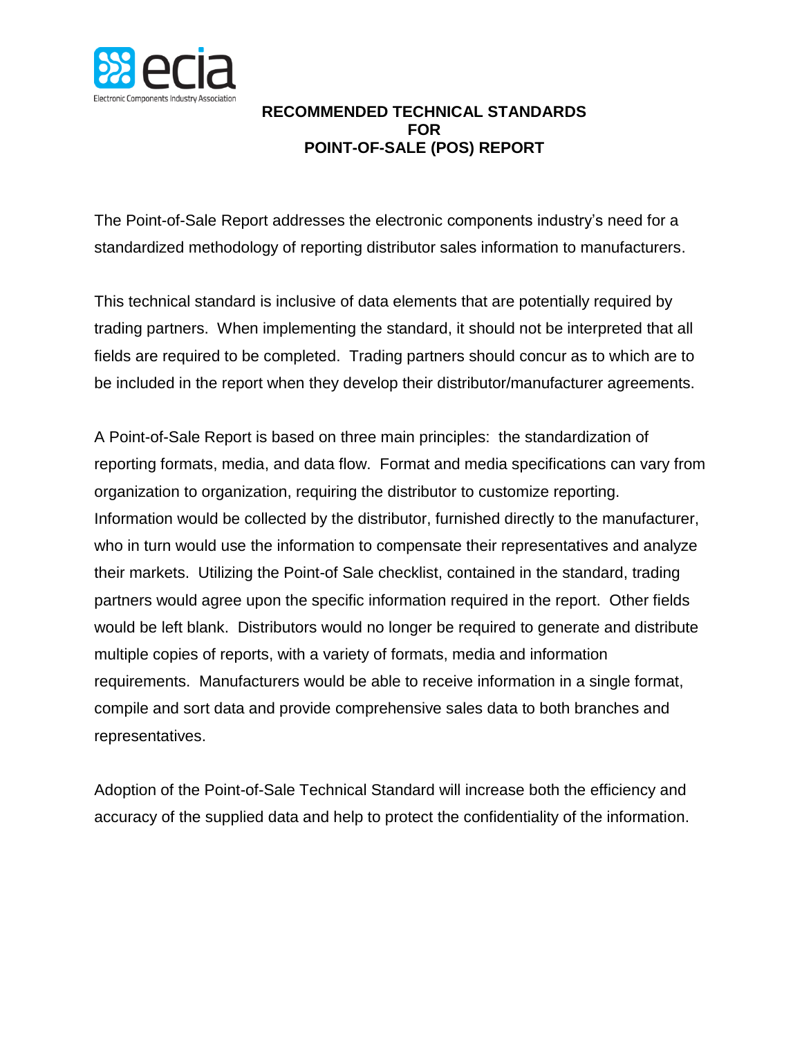# RECOMMENDED TECHNICAL STANDARDS FOR POINT-OF-SALE (POS) REPORT

The Point-of-Sale Report addresses the electronic components industry's need for a standardized methodology of reporting distributor sales information to manufacturers.

This technical standard is inclusive of data elements that are potentially required by trading partners. When implementing the standard, it should not be interpreted that all fields are required to be completed. Trading partners should concur as to which are to be included in the report when they develop their distributor/manufacturer agreements.

A Point-of-Sale Report is based on three main principles: the standardization of reporting formats, media, and data flow. Format and media specifications can vary from organization to organization, requiring the distributor to customize reporting. Information would be collected by the distributor, furnished directly to the manufacturer, who in turn would use the information to compensate their representatives and analyze their markets. Utilizing the Point-of Sale checklist, contained in the standard, trading partners would agree upon the specific information required in the report. Other fields would be left blank. Distributors would no longer be required to generate and distribute multiple copies of reports, with a variety of formats, media and information requirements. Manufacturers would be able to receive information in a single format, compile and sort data and provide comprehensive sales data to both branches and representatives.

Adoption of the Point-of-Sale Technical Standard will increase both the efficiency and accuracy of the supplied data and help to protect the confidentiality of the information.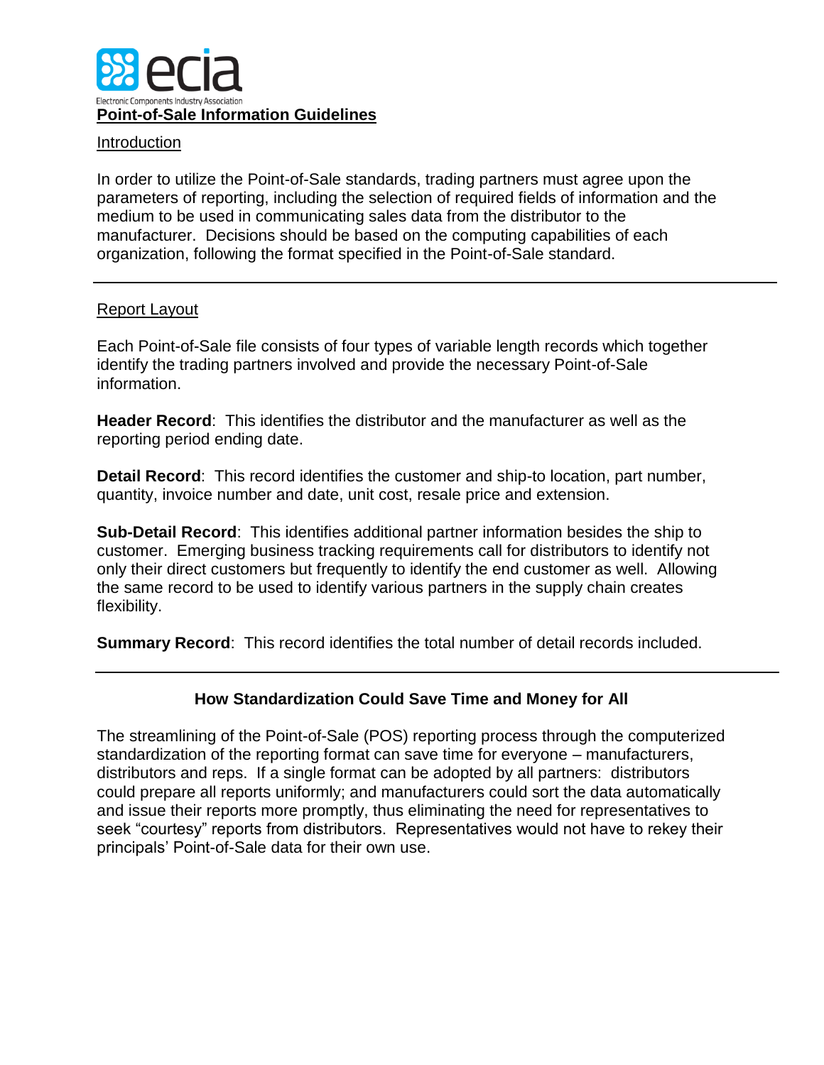ecia

Electronic Components Industry Association

# Point-of-Sale Information Guidelines

## Introduction

In order to utilize the Point-of-Sale standards, trading partners must agree upon the parameters of reporting, including the selection of required fields of information and the medium to be used in communicating sales data from the distributor to the manufacturer. Decisions should be based on the computing capabilities of each organization, following the format specified in the Point-of-Sale standard.

---

## Report Layout

Each Point-of-Sale file consists of four types of variable length records which together identify the trading partners involved and provide the necessary Point-of-Sale information.

**Header Record**: This identifies the distributor and the manufacturer as well as the reporting period ending date.

**Detail Record**: This record identifies the customer and ship-to location, part number, quantity, invoice number and date, unit cost, resale price and extension.

**Sub-Detail Record**: This identifies additional partner information besides the ship to customer. Emerging business tracking requirements call for distributors to identify not only their direct customers but frequently to identify the end customer as well. Allowing the same record to be used to identify various partners in the supply chain creates flexibility.

**Summary Record**: This record identifies the total number of detail records included.

---

## How Standardization Could Save Time and Money for All

The streamlining of the Point-of-Sale (POS) reporting process through the computerized standardization of the reporting format can save time for everyone – manufacturers, distributors and reps. If a single format can be adopted by all partners: distributors could prepare all reports uniformly; and manufacturers could sort the data automatically and issue their reports more promptly, thus eliminating the need for representatives to seek "courtesy" reports from distributors. Representatives would not have to rekey their principals' Point-of-Sale data for their own use.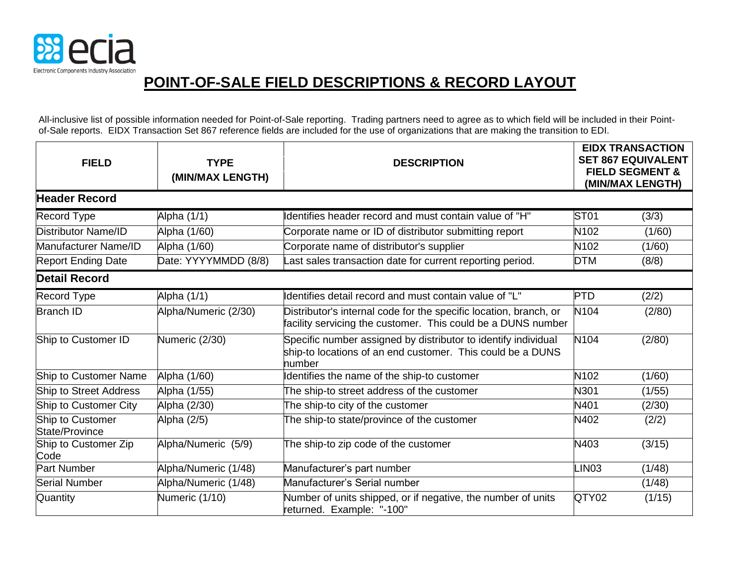# POINT-OF-SALE FIELD DESCRIPTIONS & RECORD LAYOUT

All-inclusive list of possible information needed for Point-of-Sale reporting. Trading partners need to agree as to which field will be included in their Point-of-Sale reports. EIDX Transaction Set 867 reference fields are included for the use of organizations that are making the transition to EDI.

| FIELD | TYPE (MIN/MAX LENGTH) | DESCRIPTION | EIDX TRANSACTION SET 867 EQUIVALENT FIELD SEGMENT & (MIN/MAX LENGTH) | |
|---|---|---|---|---|
| **Header Record** | | | | |
| Record Type | Alpha (1/1) | Identifies header record and must contain value of "H" | ST01 | (3/3) |
| Distributor Name/ID | Alpha (1/60) | Corporate name or ID of distributor submitting report | N102 | (1/60) |
| Manufacturer Name/ID | Alpha (1/60) | Corporate name of distributor's supplier | N102 | (1/60) |
| Report Ending Date | Date: YYYYMMDD (8/8) | Last sales transaction date for current reporting period. | DTM | (8/8) |
| **Detail Record** | | | | |
| Record Type | Alpha (1/1) | Identifies detail record and must contain value of "L" | PTD | (2/2) |
| Branch ID | Alpha/Numeric (2/30) | Distributor's internal code for the specific location, branch, or facility servicing the customer. This could be a DUNS number | N104 | (2/80) |
| Ship to Customer ID | Numeric (2/30) | Specific number assigned by distributor to identify individual ship-to locations of an end customer. This could be a DUNS number | N104 | (2/80) |
| Ship to Customer Name | Alpha (1/60) | Identifies the name of the ship-to customer | N102 | (1/60) |
| Ship to Street Address | Alpha (1/55) | The ship-to street address of the customer | N301 | (1/55) |
| Ship to Customer City | Alpha (2/30) | The ship-to city of the customer | N401 | (2/30) |
| Ship to Customer State/Province | Alpha (2/5) | The ship-to state/province of the customer | N402 | (2/2) |
| Ship to Customer Zip Code | Alpha/Numeric (5/9) | The ship-to zip code of the customer | N403 | (3/15) |
| Part Number | Alpha/Numeric (1/48) | Manufacturer's part number | LIN03 | (1/48) |
| Serial Number | Alpha/Numeric (1/48) | Manufacturer's Serial number | | (1/48) |
| Quantity | Numeric (1/10) | Number of units shipped, or if negative, the number of units returned. Example: "-100" | QTY02 | (1/15) |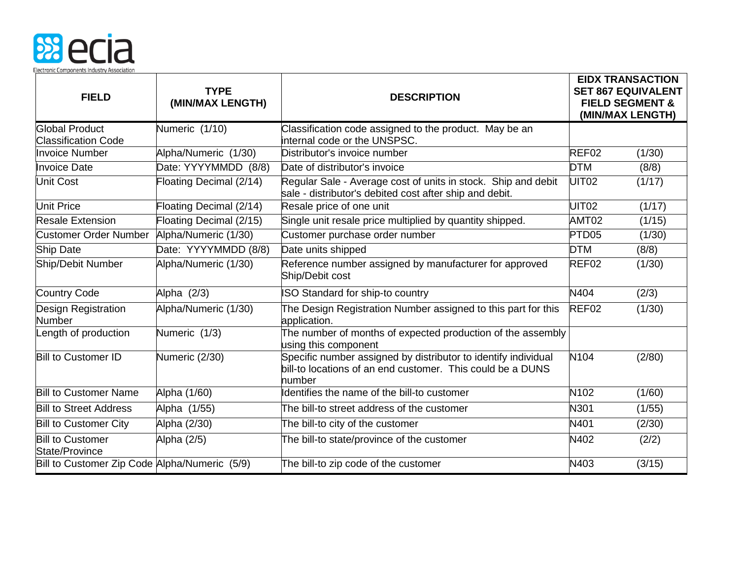| FIELD | TYPE (MIN/MAX LENGTH) | DESCRIPTION | EIDX TRANSACTION SET 867 EQUIVALENT FIELD SEGMENT & (MIN/MAX LENGTH) | |
|---|---|---|---|---|
| Global Product Classification Code | Numeric (1/10) | Classification code assigned to the product. May be an internal code or the UNSPSC. | | |
| Invoice Number | Alpha/Numeric (1/30) | Distributor's invoice number | REF02 | (1/30) |
| Invoice Date | Date: YYYYMMDD (8/8) | Date of distributor's invoice | DTM | (8/8) |
| Unit Cost | Floating Decimal (2/14) | Regular Sale - Average cost of units in stock. Ship and debit sale - distributor's debited cost after ship and debit. | UIT02 | (1/17) |
| Unit Price | Floating Decimal (2/14) | Resale price of one unit | UIT02 | (1/17) |
| Resale Extension | Floating Decimal (2/15) | Single unit resale price multiplied by quantity shipped. | AMT02 | (1/15) |
| Customer Order Number | Alpha/Numeric (1/30) | Customer purchase order number | PTD05 | (1/30) |
| Ship Date | Date: YYYYMMDD (8/8) | Date units shipped | DTM | (8/8) |
| Ship/Debit Number | Alpha/Numeric (1/30) | Reference number assigned by manufacturer for approved Ship/Debit cost | REF02 | (1/30) |
| Country Code | Alpha (2/3) | ISO Standard for ship-to country | N404 | (2/3) |
| Design Registration Number | Alpha/Numeric (1/30) | The Design Registration Number assigned to this part for this application. | REF02 | (1/30) |
| Length of production | Numeric (1/3) | The number of months of expected production of the assembly using this component | | |
| Bill to Customer ID | Numeric (2/30) | Specific number assigned by distributor to identify individual bill-to locations of an end customer. This could be a DUNS number | N104 | (2/80) |
| Bill to Customer Name | Alpha (1/60) | Identifies the name of the bill-to customer | N102 | (1/60) |
| Bill to Street Address | Alpha (1/55) | The bill-to street address of the customer | N301 | (1/55) |
| Bill to Customer City | Alpha (2/30) | The bill-to city of the customer | N401 | (2/30) |
| Bill to Customer State/Province | Alpha (2/5) | The bill-to state/province of the customer | N402 | (2/2) |
| Bill to Customer Zip Code | Alpha/Numeric (5/9) | The bill-to zip code of the customer | N403 | (3/15) |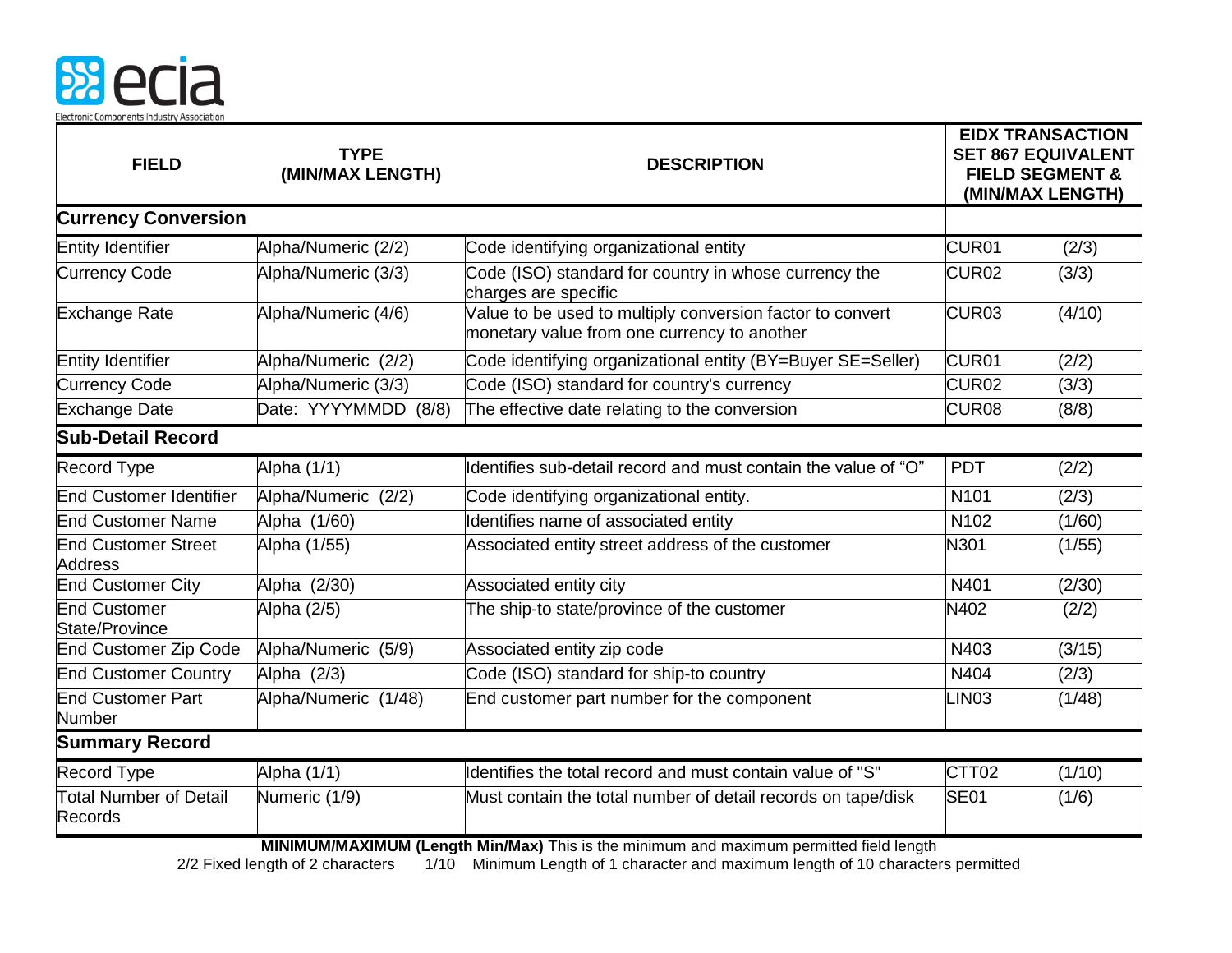| FIELD | TYPE (MIN/MAX LENGTH) | DESCRIPTION | EIDX TRANSACTION SET 867 EQUIVALENT FIELD SEGMENT & (MIN/MAX LENGTH) | |
|---|---|---|---|---|
| **Currency Conversion** | | | | |
| Entity Identifier | Alpha/Numeric (2/2) | Code identifying organizational entity | CUR01 | (2/3) |
| Currency Code | Alpha/Numeric (3/3) | Code (ISO) standard for country in whose currency the charges are specific | CUR02 | (3/3) |
| Exchange Rate | Alpha/Numeric (4/6) | Value to be used to multiply conversion factor to convert monetary value from one currency to another | CUR03 | (4/10) |
| Entity Identifier | Alpha/Numeric (2/2) | Code identifying organizational entity (BY=Buyer SE=Seller) | CUR01 | (2/2) |
| Currency Code | Alpha/Numeric (3/3) | Code (ISO) standard for country's currency | CUR02 | (3/3) |
| Exchange Date | Date: YYYYMMDD (8/8) | The effective date relating to the conversion | CUR08 | (8/8) |
| **Sub-Detail Record** | | | | |
| Record Type | Alpha (1/1) | Identifies sub-detail record and must contain the value of "O" | PDT | (2/2) |
| End Customer Identifier | Alpha/Numeric (2/2) | Code identifying organizational entity. | N101 | (2/3) |
| End Customer Name | Alpha (1/60) | Identifies name of associated entity | N102 | (1/60) |
| End Customer Street Address | Alpha (1/55) | Associated entity street address of the customer | N301 | (1/55) |
| End Customer City | Alpha (2/30) | Associated entity city | N401 | (2/30) |
| End Customer State/Province | Alpha (2/5) | The ship-to state/province of the customer | N402 | (2/2) |
| End Customer Zip Code | Alpha/Numeric (5/9) | Associated entity zip code | N403 | (3/15) |
| End Customer Country | Alpha (2/3) | Code (ISO) standard for ship-to country | N404 | (2/3) |
| End Customer Part Number | Alpha/Numeric (1/48) | End customer part number for the component | LIN03 | (1/48) |
| **Summary Record** | | | | |
| Record Type | Alpha (1/1) | Identifies the total record and must contain value of "S" | CTT02 | (1/10) |
| Total Number of Detail Records | Numeric (1/9) | Must contain the total number of detail records on tape/disk | SE01 | (1/6) |

**MINIMUM/MAXIMUM (Length Min/Max)** This is the minimum and maximum permitted field length

2/2 Fixed length of 2 characters 1/10 Minimum Length of 1 character and maximum length of 10 characters permitted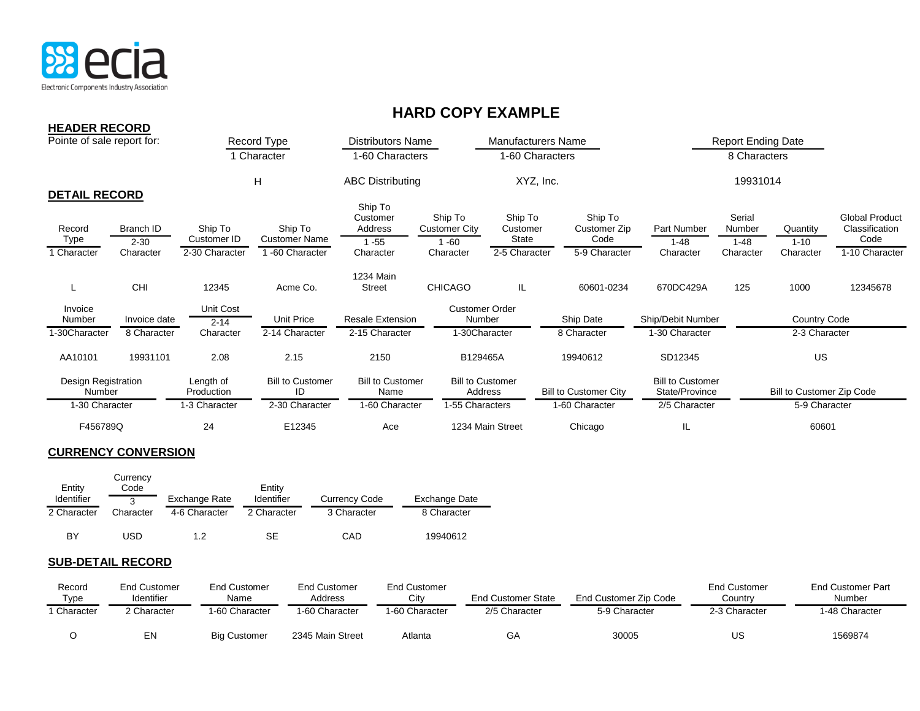# HARD COPY EXAMPLE

## HEADER RECORD

| Pointe of sale report for: | Record Type | Distributors Name | Manufacturers Name | Report Ending Date |
|---|---|---|---|---|
| | 1 Character | 1-60 Characters | 1-60 Characters | 8 Characters |
| | H | ABC Distributing | XYZ, Inc. | 19931014 |

## DETAIL RECORD

| Record Type | Branch ID | Ship To Customer ID | Ship To Customer Name | Ship To Customer Address | Ship To Customer City | Ship To Customer State | Ship To Customer Zip Code | Part Number | Serial Number | Quantity | Global Product Classification Code |
|---|---|---|---|---|---|---|---|---|---|---|---|
| 1 Character | 2-30 Character | 2-30 Character | 1 -60 Character | 1 -55 Character | 1 -60 Character | 2-5 Character | 5-9 Character | 1-48 Character | 1-48 Character | 1-10 Character | 1-10 Character |
| L | CHI | 12345 | Acme Co. | 1234 Main Street | CHICAGO | IL | 60601-0234 | 670DC429A | 125 | 1000 | 12345678 |

| Invoice Number | Invoice date | Unit Cost | Unit Price | Resale Extension | Customer Order Number | Ship Date | Ship/Debit Number | Country Code |
|---|---|---|---|---|---|---|---|---|
| 1-30Character | 8 Character | 2-14 Character | 2-14 Character | 2-15 Character | 1-30Character | 8 Character | 1-30 Character | 2-3 Character |
| AA10101 | 19931101 | 2.08 | 2.15 | 2150 | B129465A | 19940612 | SD12345 | US |

| Design Registration Number | Length of Production | Bill to Customer ID | Bill to Customer Name | Bill to Customer Address | Bill to Customer City | Bill to Customer State/Province | Bill to Customer Zip Code |
|---|---|---|---|---|---|---|---|
| 1-30 Character | 1-3 Character | 2-30 Character | 1-60 Character | 1-55 Characters | 1-60 Character | 2/5 Character | 5-9 Character |
| F456789Q | 24 | E12345 | Ace | 1234 Main Street | Chicago | IL | 60601 |

## CURRENCY CONVERSION

| Entity Identifier | Currency Code | Exchange Rate | Entity Identifier | Currency Code | Exchange Date |
|---|---|---|---|---|---|
| 2 Character | 3 Character | 4-6 Character | 2 Character | 3 Character | 8 Character |
| BY | USD | 1.2 | SE | CAD | 19940612 |

## SUB-DETAIL RECORD

| Record Type | End Customer Identifier | End Customer Name | End Customer Address | End Customer City | End Customer State | End Customer Zip Code | End Customer Country | End Customer Part Number |
|---|---|---|---|---|---|---|---|---|
| 1 Character | 2 Character | 1-60 Character | 1-60 Character | 1-60 Character | 2/5 Character | 5-9 Character | 2-3 Character | 1-48 Character |
| O | EN | Big Customer | 2345 Main Street | Atlanta | GA | 30005 | US | 1569874 |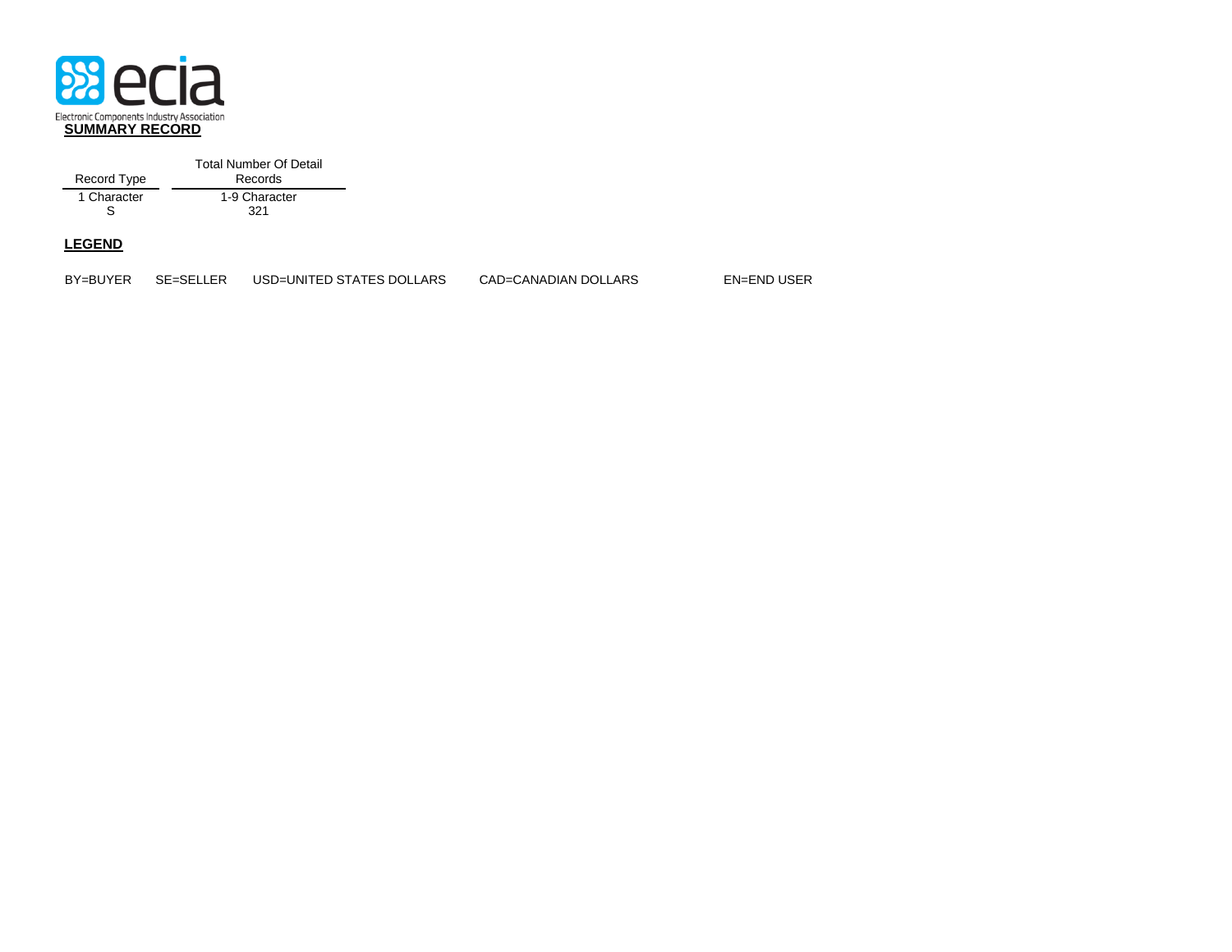ecia

Electronic Components Industry Association

## SUMMARY RECORD

| Record Type | Total Number Of Detail Records |
|---|---|
| 1 Character | 1-9 Character |
| S | 321 |

## LEGEND

BY=BUYER SE=SELLER USD=UNITED STATES DOLLARS CAD=CANADIAN DOLLARS EN=END USER